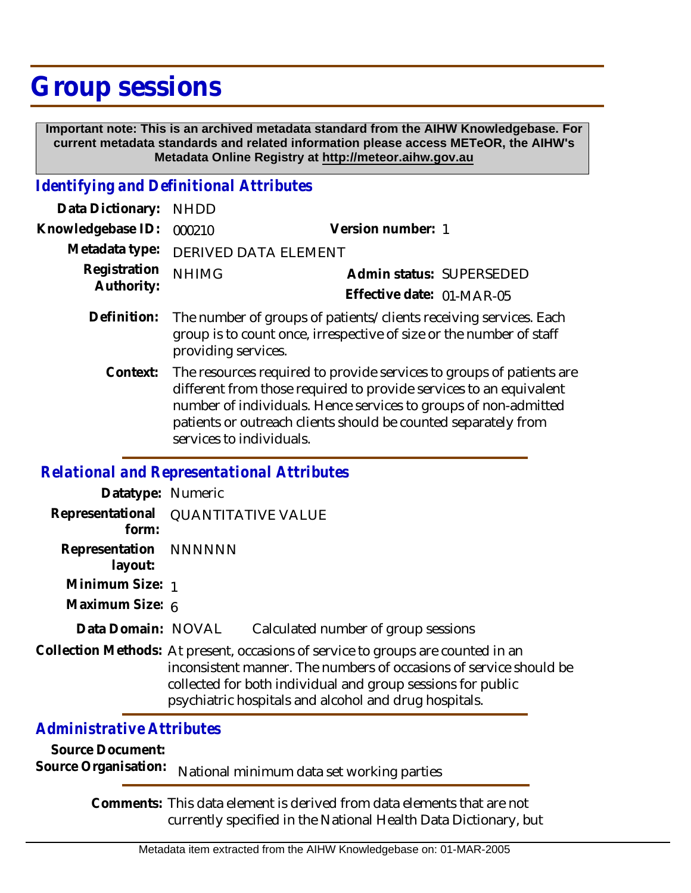# Group sessions

**Important note: This is an archived metadata standard from the AIHW Knowledgebase. For current metadata standards and related information please access METeOR, the AIHW's Metadata Online Registry at http://meteor.aihw.gov.au**

## Identifying and Definitional Attributes

**Data Dictionary:** NHDD

**Knowledgebase ID:** 000210 **Version number:** 1

**Metadata type:** DERIVED DATA ELEMENT

**Registration Authority:** NHIMG **Admin status:** SUPERSEDED

**Effective date:** 01-MAR-05

**Definition:** The number of groups of patients/clients receiving services. Each group is to count once, irrespective of size or the number of staff providing services.

**Context:** The resources required to provide services to groups of patients are different from those required to provide services to an equivalent number of individuals. Hence services to groups of non-admitted patients or outreach clients should be counted separately from services to individuals.

## Relational and Representational Attributes

**Datatype:** Numeric

**Representational form:** QUANTITATIVE VALUE

**Representation layout:** NNNNNN

**Minimum Size:** 1

**Maximum Size:** 6

**Data Domain:** NOVAL Calculated number of group sessions

**Collection Methods:** At present, occasions of service to groups are counted in an inconsistent manner. The numbers of occasions of service should be collected for both individual and group sessions for public psychiatric hospitals and alcohol and drug hospitals.

## Administrative Attributes

**Source Document:**

**Source Organisation:** National minimum data set working parties

**Comments:** This data element is derived from data elements that are not currently specified in the National Health Data Dictionary, but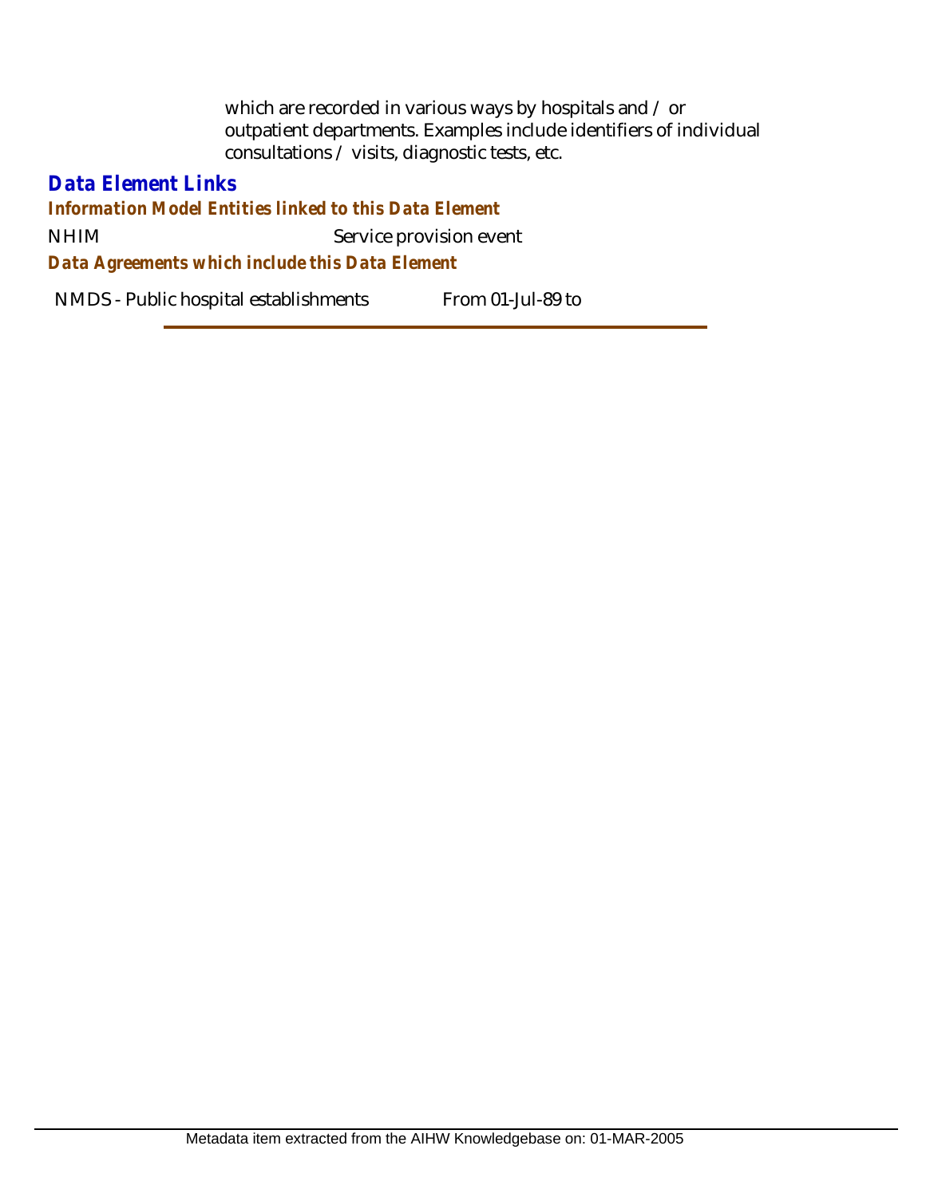which are recorded in various ways by hospitals and / or outpatient departments. Examples include identifiers of individual consultations / visits, diagnostic tests, etc.

## Data Element Links

### *Information Model Entities linked to this Data Element*

| | |
|---|---|
| NHIM | Service provision event |

### *Data Agreements which include this Data Element*

| | |
|---|---|
| NMDS - Public hospital establishments | From 01-Jul-89 to |

Metadata item extracted from the AIHW Knowledgebase on: 01-MAR-2005